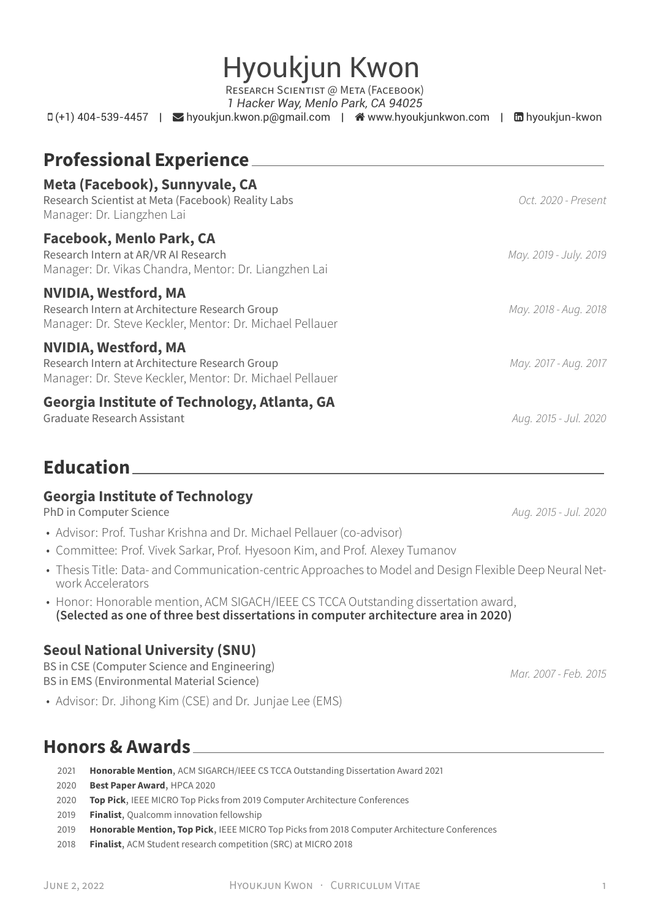# Hyoukjun Kwon

Research Scientist @ Meta (Facebook)
*1 Hacker Way, Menlo Park, CA 94025*

(+1) 404-539-4457 | hyoukjun.kwon.p@gmail.com | www.hyoukjunkwon.com | hyoukjun-kwon

## Professional Experience

### Meta (Facebook), Sunnyvale, CA

Research Scientist at Meta (Facebook) Reality Labs — *Oct. 2020 - Present*
Manager: Dr. Liangzhen Lai

### Facebook, Menlo Park, CA

Research Intern at AR/VR AI Research — *May. 2019 - July. 2019*
Manager: Dr. Vikas Chandra, Mentor: Dr. Liangzhen Lai

### NVIDIA, Westford, MA

Research Intern at Architecture Research Group — *May. 2018 - Aug. 2018*
Manager: Dr. Steve Keckler, Mentor: Dr. Michael Pellauer

### NVIDIA, Westford, MA

Research Intern at Architecture Research Group — *May. 2017 - Aug. 2017*
Manager: Dr. Steve Keckler, Mentor: Dr. Michael Pellauer

### Georgia Institute of Technology, Atlanta, GA

Graduate Research Assistant — *Aug. 2015 - Jul. 2020*

## Education

### Georgia Institute of Technology

PhD in Computer Science — *Aug. 2015 - Jul. 2020*

- Advisor: Prof. Tushar Krishna and Dr. Michael Pellauer (co-advisor)
- Committee: Prof. Vivek Sarkar, Prof. Hyesoon Kim, and Prof. Alexey Tumanov
- Thesis Title: Data- and Communication-centric Approaches to Model and Design Flexible Deep Neural Network Accelerators
- Honor: Honorable mention, ACM SIGACH/IEEE CS TCCA Outstanding dissertation award, **(Selected as one of three best dissertations in computer architecture area in 2020)**

### Seoul National University (SNU)

BS in CSE (Computer Science and Engineering)
BS in EMS (Environmental Material Science) — *Mar. 2007 - Feb. 2015*

- Advisor: Dr. Jihong Kim (CSE) and Dr. Junjae Lee (EMS)

## Honors & Awards

- 2021 **Honorable Mention**, ACM SIGARCH/IEEE CS TCCA Outstanding Dissertation Award 2021
- 2020 **Best Paper Award**, HPCA 2020
- 2020 **Top Pick**, IEEE MICRO Top Picks from 2019 Computer Architecture Conferences
- 2019 **Finalist**, Qualcomm innovation fellowship
- 2019 **Honorable Mention, Top Pick**, IEEE MICRO Top Picks from 2018 Computer Architecture Conferences
- 2018 **Finalist**, ACM Student research competition (SRC) at MICRO 2018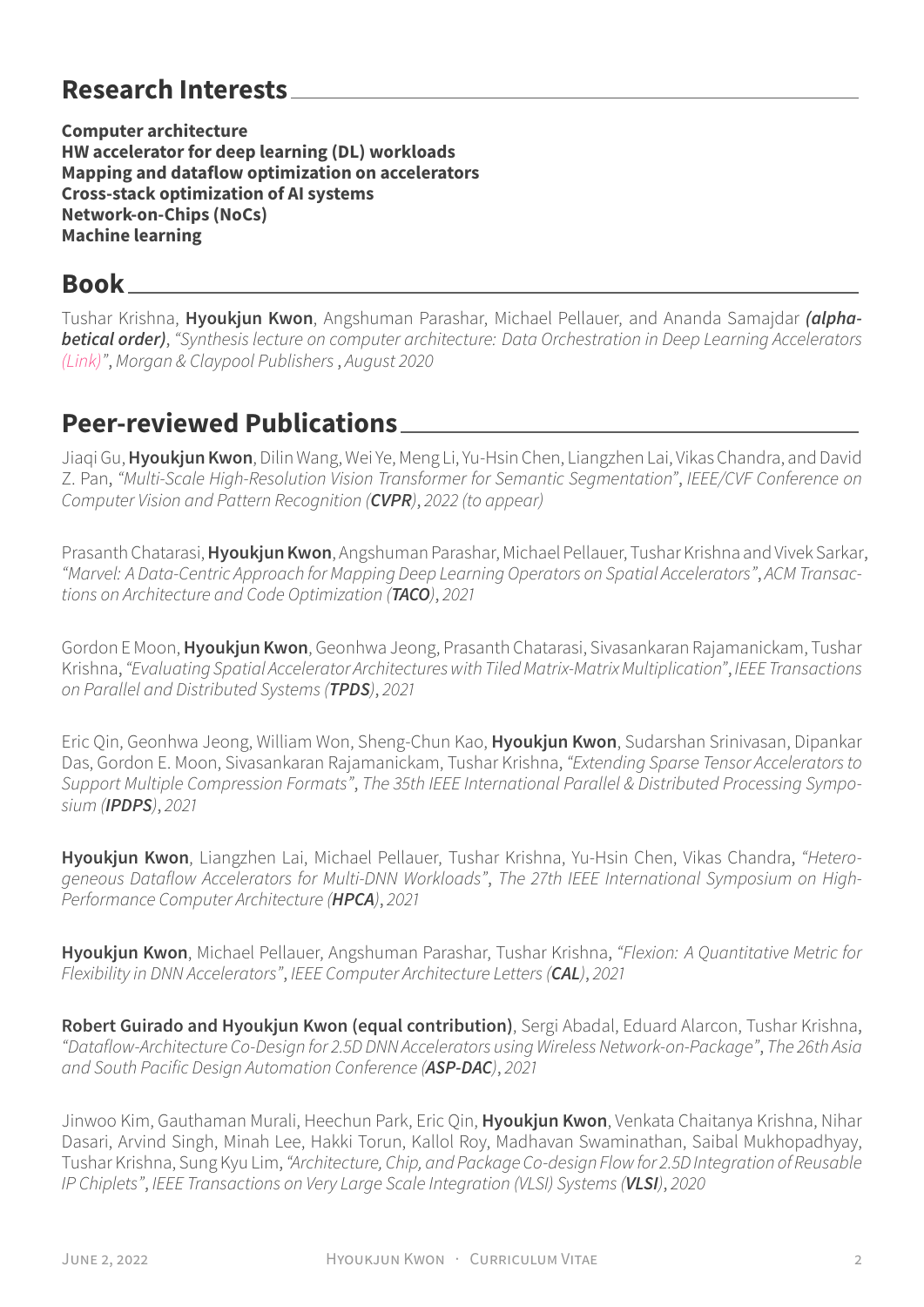## Research Interests

**Computer architecture**
**HW accelerator for deep learning (DL) workloads**
**Mapping and dataflow optimization on accelerators**
**Cross-stack optimization of AI systems**
**Network-on-Chips (NoCs)**
**Machine learning**

## Book

Tushar Krishna, **Hyoukjun Kwon**, Angshuman Parashar, Michael Pellauer, and Ananda Samajdar ***(alphabetical order)***, *"Synthesis lecture on computer architecture: Data Orchestration in Deep Learning Accelerators (Link)"*, *Morgan & Claypool Publishers , August 2020*

## Peer-reviewed Publications

Jiaqi Gu, **Hyoukjun Kwon**, Dilin Wang, Wei Ye, Meng Li, Yu-Hsin Chen, Liangzhen Lai, Vikas Chandra, and David Z. Pan, *"Multi-Scale High-Resolution Vision Transformer for Semantic Segmentation"*, *IEEE/CVF Conference on Computer Vision and Pattern Recognition (**CVPR**), 2022 (to appear)*

Prasanth Chatarasi, **Hyoukjun Kwon**, Angshuman Parashar, Michael Pellauer, Tushar Krishna and Vivek Sarkar, *"Marvel: A Data-Centric Approach for Mapping Deep Learning Operators on Spatial Accelerators"*, *ACM Transactions on Architecture and Code Optimization (**TACO**), 2021*

Gordon E Moon, **Hyoukjun Kwon**, Geonhwa Jeong, Prasanth Chatarasi, Sivasankaran Rajamanickam, Tushar Krishna, *"Evaluating Spatial Accelerator Architectures with Tiled Matrix-Matrix Multiplication"*, *IEEE Transactions on Parallel and Distributed Systems (**TPDS**), 2021*

Eric Qin, Geonhwa Jeong, William Won, Sheng-Chun Kao, **Hyoukjun Kwon**, Sudarshan Srinivasan, Dipankar Das, Gordon E. Moon, Sivasankaran Rajamanickam, Tushar Krishna, *"Extending Sparse Tensor Accelerators to Support Multiple Compression Formats"*, *The 35th IEEE International Parallel & Distributed Processing Symposium (**IPDPS**), 2021*

**Hyoukjun Kwon**, Liangzhen Lai, Michael Pellauer, Tushar Krishna, Yu-Hsin Chen, Vikas Chandra, *"Heterogeneous Dataflow Accelerators for Multi-DNN Workloads"*, *The 27th IEEE International Symposium on High-Performance Computer Architecture (**HPCA**), 2021*

**Hyoukjun Kwon**, Michael Pellauer, Angshuman Parashar, Tushar Krishna, *"Flexion: A Quantitative Metric for Flexibility in DNN Accelerators"*, *IEEE Computer Architecture Letters (**CAL**), 2021*

**Robert Guirado and Hyoukjun Kwon (equal contribution)**, Sergi Abadal, Eduard Alarcon, Tushar Krishna, *"Dataflow-Architecture Co-Design for 2.5D DNN Accelerators using Wireless Network-on-Package"*, *The 26th Asia and South Pacific Design Automation Conference (**ASP-DAC**), 2021*

Jinwoo Kim, Gauthaman Murali, Heechun Park, Eric Qin, **Hyoukjun Kwon**, Venkata Chaitanya Krishna, Nihar Dasari, Arvind Singh, Minah Lee, Hakki Torun, Kallol Roy, Madhavan Swaminathan, Saibal Mukhopadhyay, Tushar Krishna, Sung Kyu Lim, *"Architecture, Chip, and Package Co-design Flow for 2.5D Integration of Reusable IP Chiplets"*, *IEEE Transactions on Very Large Scale Integration (VLSI) Systems (**VLSI**), 2020*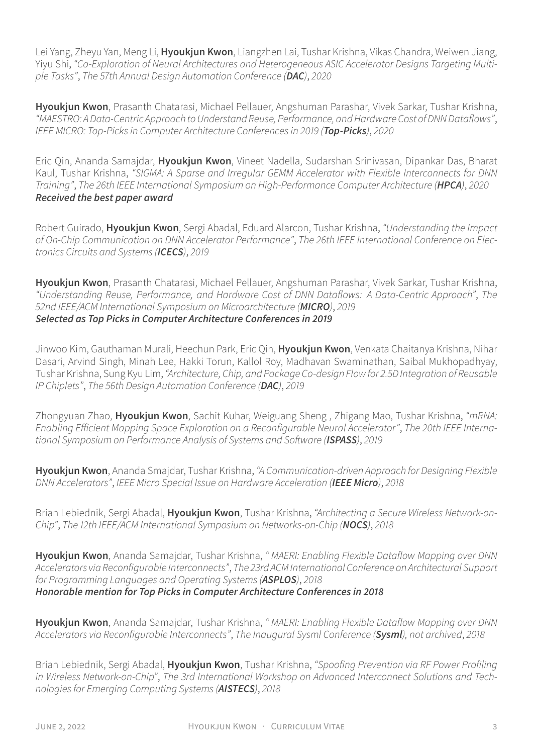Lei Yang, Zheyu Yan, Meng Li, **Hyoukjun Kwon**, Liangzhen Lai, Tushar Krishna, Vikas Chandra, Weiwen Jiang, Yiyu Shi, *"Co-Exploration of Neural Architectures and Heterogeneous ASIC Accelerator Designs Targeting Multiple Tasks"*, *The 57th Annual Design Automation Conference (**DAC**), 2020*

**Hyoukjun Kwon**, Prasanth Chatarasi, Michael Pellauer, Angshuman Parashar, Vivek Sarkar, Tushar Krishna, *"MAESTRO: A Data-Centric Approach to Understand Reuse, Performance, and Hardware Cost of DNN Dataflows"*, *IEEE MICRO: Top-Picks in Computer Architecture Conferences in 2019 (**Top-Picks**), 2020*

Eric Qin, Ananda Samajdar, **Hyoukjun Kwon**, Vineet Nadella, Sudarshan Srinivasan, Dipankar Das, Bharat Kaul, Tushar Krishna, *"SIGMA: A Sparse and Irregular GEMM Accelerator with Flexible Interconnects for DNN Training"*, *The 26th IEEE International Symposium on High-Performance Computer Architecture (**HPCA**), 2020*
***Received the best paper award***

Robert Guirado, **Hyoukjun Kwon**, Sergi Abadal, Eduard Alarcon, Tushar Krishna, *"Understanding the Impact of On-Chip Communication on DNN Accelerator Performance"*, *The 26th IEEE International Conference on Electronics Circuits and Systems (**ICECS**), 2019*

**Hyoukjun Kwon**, Prasanth Chatarasi, Michael Pellauer, Angshuman Parashar, Vivek Sarkar, Tushar Krishna, *"Understanding Reuse, Performance, and Hardware Cost of DNN Dataflows: A Data-Centric Approach"*, *The 52nd IEEE/ACM International Symposium on Microarchitecture (**MICRO**), 2019*
***Selected as Top Picks in Computer Architecture Conferences in 2019***

Jinwoo Kim, Gauthaman Murali, Heechun Park, Eric Qin, **Hyoukjun Kwon**, Venkata Chaitanya Krishna, Nihar Dasari, Arvind Singh, Minah Lee, Hakki Torun, Kallol Roy, Madhavan Swaminathan, Saibal Mukhopadhyay, Tushar Krishna, Sung Kyu Lim, *"Architecture, Chip, and Package Co-design Flow for 2.5D Integration of Reusable IP Chiplets"*, *The 56th Design Automation Conference (**DAC**), 2019*

Zhongyuan Zhao, **Hyoukjun Kwon**, Sachit Kuhar, Weiguang Sheng , Zhigang Mao, Tushar Krishna, *"mRNA: Enabling Efficient Mapping Space Exploration on a Reconfigurable Neural Accelerator"*, *The 20th IEEE International Symposium on Performance Analysis of Systems and Software (**ISPASS**), 2019*

**Hyoukjun Kwon**, Ananda Smajdar, Tushar Krishna, *"A Communication-driven Approach for Designing Flexible DNN Accelerators"*, *IEEE Micro Special Issue on Hardware Acceleration (**IEEE Micro**), 2018*

Brian Lebiednik, Sergi Abadal, **Hyoukjun Kwon**, Tushar Krishna, *"Architecting a Secure Wireless Network-on-Chip"*, *The 12th IEEE/ACM International Symposium on Networks-on-Chip (**NOCS**), 2018*

**Hyoukjun Kwon**, Ananda Samajdar, Tushar Krishna, *" MAERI: Enabling Flexible Dataflow Mapping over DNN Accelerators via Reconfigurable Interconnects"*, *The 23rd ACM International Conference on Architectural Support for Programming Languages and Operating Systems (**ASPLOS**), 2018*
***Honorable mention for Top Picks in Computer Architecture Conferences in 2018***

**Hyoukjun Kwon**, Ananda Samajdar, Tushar Krishna, *" MAERI: Enabling Flexible Dataflow Mapping over DNN Accelerators via Reconfigurable Interconnects"*, *The Inaugural Sysml Conference (**Sysml**), not archived, 2018*

Brian Lebiednik, Sergi Abadal, **Hyoukjun Kwon**, Tushar Krishna, *"Spoofing Prevention via RF Power Profiling in Wireless Network-on-Chip"*, *The 3rd International Workshop on Advanced Interconnect Solutions and Technologies for Emerging Computing Systems (**AISTECS**), 2018*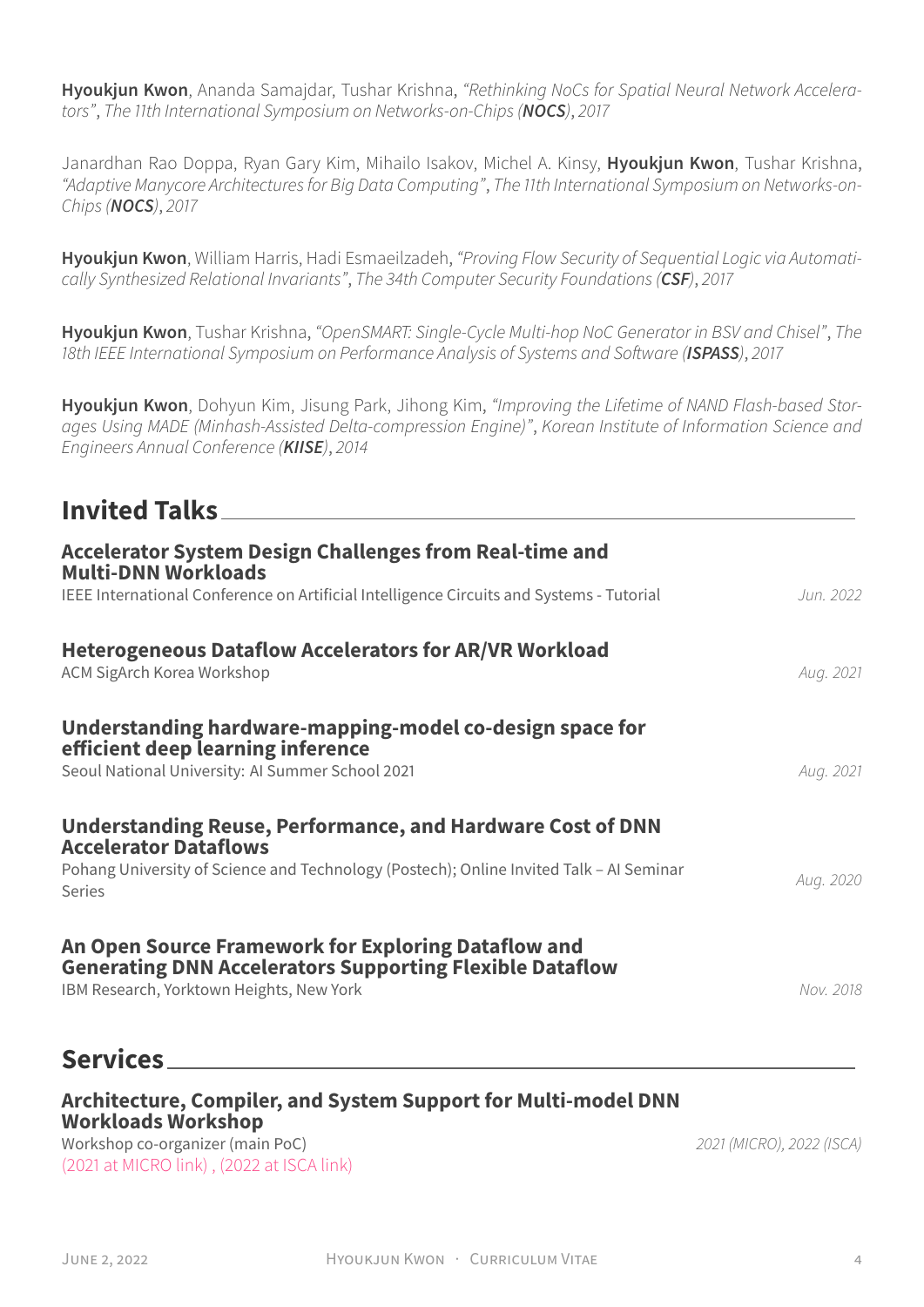**Hyoukjun Kwon**, Ananda Samajdar, Tushar Krishna, *"Rethinking NoCs for Spatial Neural Network Accelerators", The 11th International Symposium on Networks-on-Chips (**NOCS**), 2017*

Janardhan Rao Doppa, Ryan Gary Kim, Mihailo Isakov, Michel A. Kinsy, **Hyoukjun Kwon**, Tushar Krishna, *"Adaptive Manycore Architectures for Big Data Computing", The 11th International Symposium on Networks-on-Chips (**NOCS**), 2017*

**Hyoukjun Kwon**, William Harris, Hadi Esmaeilzadeh, *"Proving Flow Security of Sequential Logic via Automatically Synthesized Relational Invariants", The 34th Computer Security Foundations (**CSF**), 2017*

**Hyoukjun Kwon**, Tushar Krishna, *"OpenSMART: Single-Cycle Multi-hop NoC Generator in BSV and Chisel", The 18th IEEE International Symposium on Performance Analysis of Systems and Software (**ISPASS**), 2017*

**Hyoukjun Kwon**, Dohyun Kim, Jisung Park, Jihong Kim, *"Improving the Lifetime of NAND Flash-based Storages Using MADE (Minhash-Assisted Delta-compression Engine)", Korean Institute of Information Science and Engineers Annual Conference (**KIISE**), 2014*

## Invited Talks

### Accelerator System Design Challenges from Real-time and Multi-DNN Workloads

IEEE International Conference on Artificial Intelligence Circuits and Systems - Tutorial — *Jun. 2022*

### Heterogeneous Dataflow Accelerators for AR/VR Workload

ACM SigArch Korea Workshop — *Aug. 2021*

### Understanding hardware-mapping-model co-design space for efficient deep learning inference

Seoul National University: AI Summer School 2021 — *Aug. 2021*

### Understanding Reuse, Performance, and Hardware Cost of DNN Accelerator Dataflows

Pohang University of Science and Technology (Postech); Online Invited Talk – AI Seminar Series — *Aug. 2020*

### An Open Source Framework for Exploring Dataflow and Generating DNN Accelerators Supporting Flexible Dataflow

IBM Research, Yorktown Heights, New York — *Nov. 2018*

## Services

### Architecture, Compiler, and System Support for Multi-model DNN Workloads Workshop

Workshop co-organizer (main PoC) — *2021 (MICRO), 2022 (ISCA)*

(2021 at MICRO link) , (2022 at ISCA link)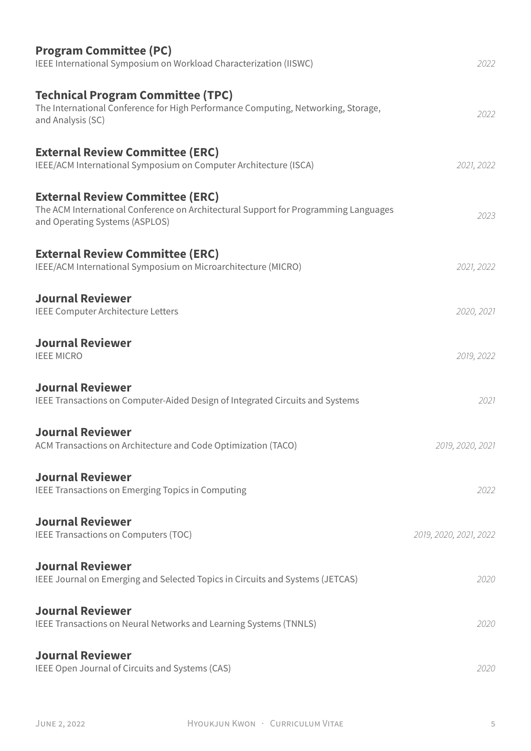**Program Committee (PC)**
IEEE International Symposium on Workload Characterization (IISWC) *2022*

**Technical Program Committee (TPC)**
The International Conference for High Performance Computing, Networking, Storage, and Analysis (SC) *2022*

**External Review Committee (ERC)**
IEEE/ACM International Symposium on Computer Architecture (ISCA) *2021, 2022*

**External Review Committee (ERC)**
The ACM International Conference on Architectural Support for Programming Languages and Operating Systems (ASPLOS) *2023*

**External Review Committee (ERC)**
IEEE/ACM International Symposium on Microarchitecture (MICRO) *2021, 2022*

**Journal Reviewer**
IEEE Computer Architecture Letters *2020, 2021*

**Journal Reviewer**
IEEE MICRO *2019, 2022*

**Journal Reviewer**
IEEE Transactions on Computer-Aided Design of Integrated Circuits and Systems *2021*

**Journal Reviewer**
ACM Transactions on Architecture and Code Optimization (TACO) *2019, 2020, 2021*

**Journal Reviewer**
IEEE Transactions on Emerging Topics in Computing *2022*

**Journal Reviewer**
IEEE Transactions on Computers (TOC) *2019, 2020, 2021, 2022*

**Journal Reviewer**
IEEE Journal on Emerging and Selected Topics in Circuits and Systems (JETCAS) *2020*

**Journal Reviewer**
IEEE Transactions on Neural Networks and Learning Systems (TNNLS) *2020*

**Journal Reviewer**
IEEE Open Journal of Circuits and Systems (CAS) *2020*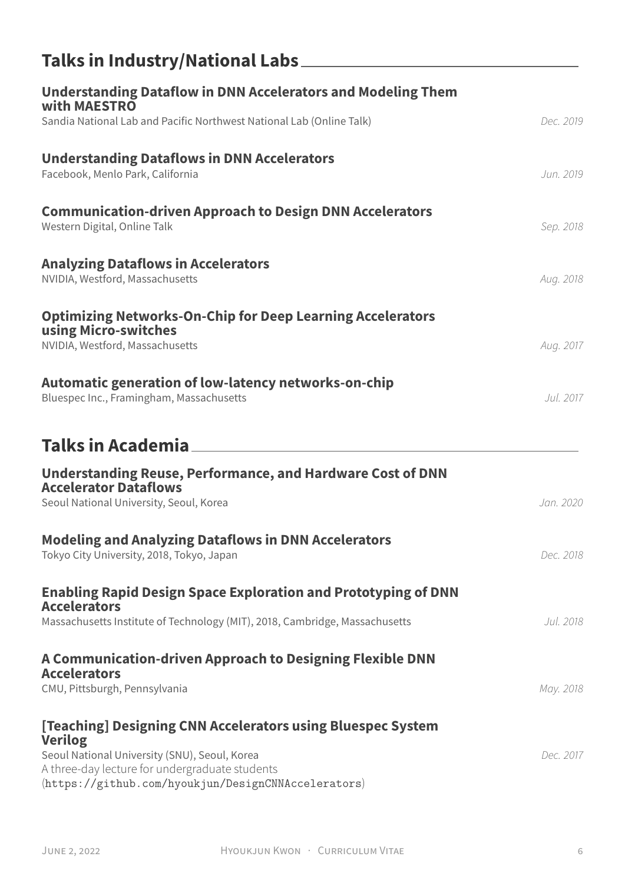## Talks in Industry/National Labs

### Understanding Dataflow in DNN Accelerators and Modeling Them with MAESTRO
Sandia National Lab and Pacific Northwest National Lab (Online Talk) *Dec. 2019*

### Understanding Dataflows in DNN Accelerators
Facebook, Menlo Park, California *Jun. 2019*

### Communication-driven Approach to Design DNN Accelerators
Western Digital, Online Talk *Sep. 2018*

### Analyzing Dataflows in Accelerators
NVIDIA, Westford, Massachusetts *Aug. 2018*

### Optimizing Networks-On-Chip for Deep Learning Accelerators using Micro-switches
NVIDIA, Westford, Massachusetts *Aug. 2017*

### Automatic generation of low-latency networks-on-chip
Bluespec Inc., Framingham, Massachusetts *Jul. 2017*

## Talks in Academia

### Understanding Reuse, Performance, and Hardware Cost of DNN Accelerator Dataflows
Seoul National University, Seoul, Korea *Jan. 2020*

### Modeling and Analyzing Dataflows in DNN Accelerators
Tokyo City University, 2018, Tokyo, Japan *Dec. 2018*

### Enabling Rapid Design Space Exploration and Prototyping of DNN Accelerators
Massachusetts Institute of Technology (MIT), 2018, Cambridge, Massachusetts *Jul. 2018*

### A Communication-driven Approach to Designing Flexible DNN Accelerators
CMU, Pittsburgh, Pennsylvania *May. 2018*

### [Teaching] Designing CNN Accelerators using Bluespec System Verilog
Seoul National University (SNU), Seoul, Korea *Dec. 2017*
A three-day lecture for undergraduate students
(`https://github.com/hyoukjun/DesignCNNAccelerators`)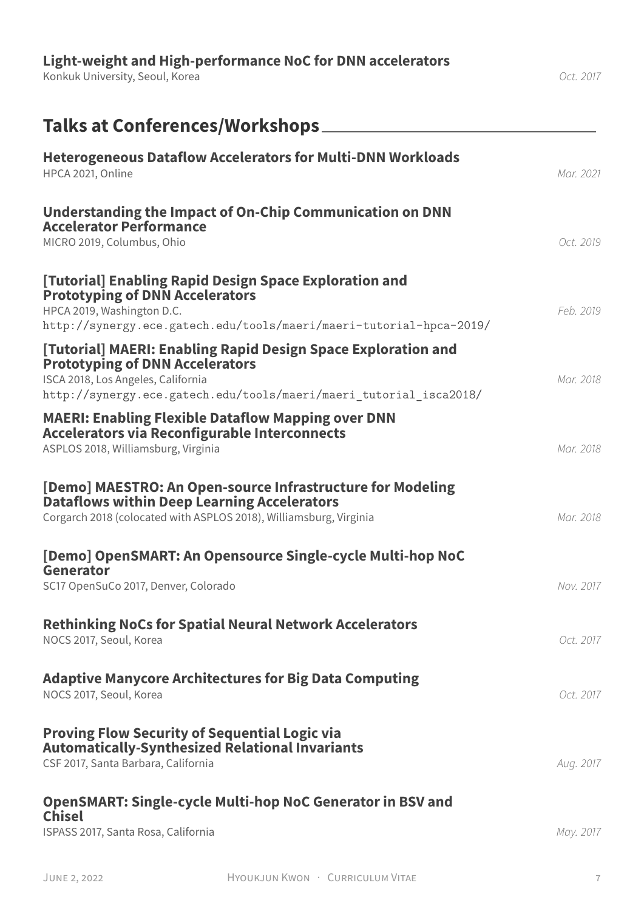**Light-weight and High-performance NoC for DNN accelerators**
Konkuk University, Seoul, Korea *Oct. 2017*

## Talks at Conferences/Workshops

**Heterogeneous Dataflow Accelerators for Multi-DNN Workloads**
HPCA 2021, Online *Mar. 2021*

**Understanding the Impact of On-Chip Communication on DNN Accelerator Performance**
MICRO 2019, Columbus, Ohio *Oct. 2019*

**[Tutorial] Enabling Rapid Design Space Exploration and Prototyping of DNN Accelerators**
HPCA 2019, Washington D.C. *Feb. 2019*
`http://synergy.ece.gatech.edu/tools/maeri/maeri-tutorial-hpca-2019/`

**[Tutorial] MAERI: Enabling Rapid Design Space Exploration and Prototyping of DNN Accelerators**
ISCA 2018, Los Angeles, California *Mar. 2018*
`http://synergy.ece.gatech.edu/tools/maeri/maeri_tutorial_isca2018/`

**MAERI: Enabling Flexible Dataflow Mapping over DNN Accelerators via Reconfigurable Interconnects**
ASPLOS 2018, Williamsburg, Virginia *Mar. 2018*

**[Demo] MAESTRO: An Open-source Infrastructure for Modeling Dataflows within Deep Learning Accelerators**
Corgarch 2018 (colocated with ASPLOS 2018), Williamsburg, Virginia *Mar. 2018*

**[Demo] OpenSMART: An Opensource Single-cycle Multi-hop NoC Generator**
SC17 OpenSuCo 2017, Denver, Colorado *Nov. 2017*

**Rethinking NoCs for Spatial Neural Network Accelerators**
NOCS 2017, Seoul, Korea *Oct. 2017*

**Adaptive Manycore Architectures for Big Data Computing**
NOCS 2017, Seoul, Korea *Oct. 2017*

**Proving Flow Security of Sequential Logic via Automatically-Synthesized Relational Invariants**
CSF 2017, Santa Barbara, California *Aug. 2017*

**OpenSMART: Single-cycle Multi-hop NoC Generator in BSV and Chisel**
ISPASS 2017, Santa Rosa, California *May. 2017*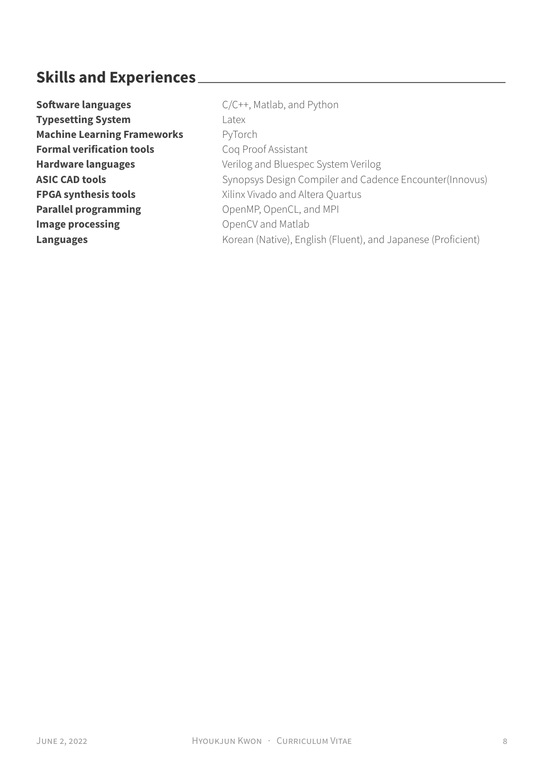## Skills and Experiences

| | |
|---|---|
| **Software languages** | C/C++, Matlab, and Python |
| **Typesetting System** | Latex |
| **Machine Learning Frameworks** | PyTorch |
| **Formal verification tools** | Coq Proof Assistant |
| **Hardware languages** | Verilog and Bluespec System Verilog |
| **ASIC CAD tools** | Synopsys Design Compiler and Cadence Encounter(Innovus) |
| **FPGA synthesis tools** | Xilinx Vivado and Altera Quartus |
| **Parallel programming** | OpenMP, OpenCL, and MPI |
| **Image processing** | OpenCV and Matlab |
| **Languages** | Korean (Native), English (Fluent), and Japanese (Proficient) |